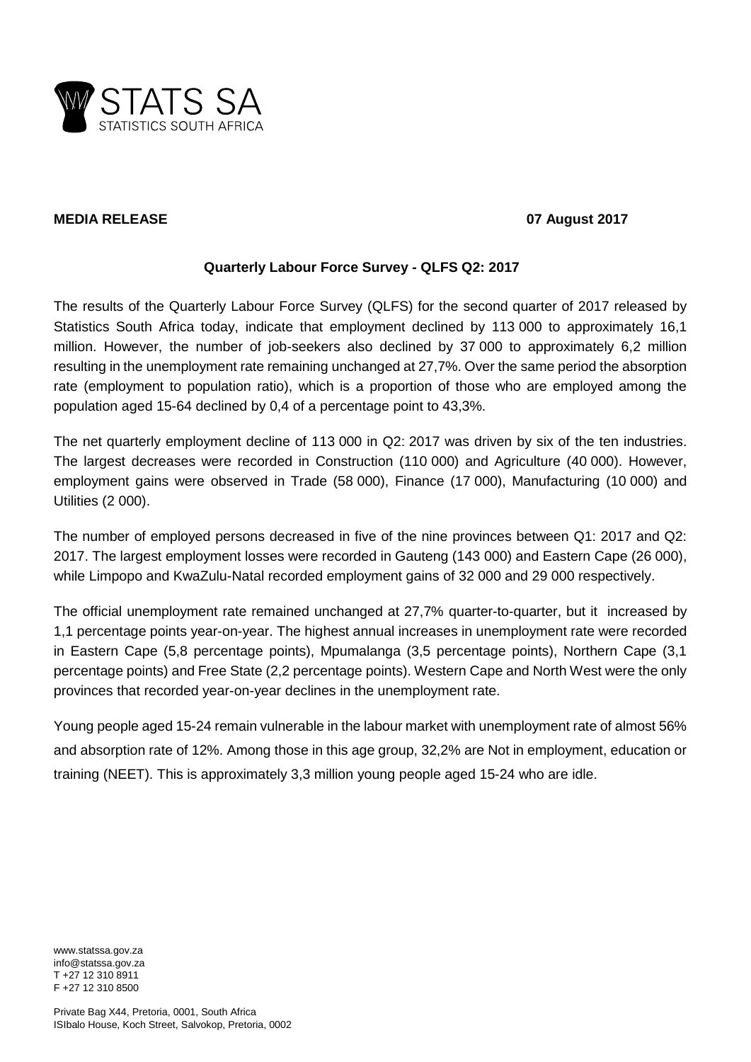STATS SA
STATISTICS SOUTH AFRICA

**MEDIA RELEASE** **07 August 2017**

## Quarterly Labour Force Survey - QLFS Q2: 2017

The results of the Quarterly Labour Force Survey (QLFS) for the second quarter of 2017 released by Statistics South Africa today, indicate that employment declined by 113 000 to approximately 16,1 million. However, the number of job-seekers also declined by 37 000 to approximately 6,2 million resulting in the unemployment rate remaining unchanged at 27,7%. Over the same period the absorption rate (employment to population ratio), which is a proportion of those who are employed among the population aged 15-64 declined by 0,4 of a percentage point to 43,3%.

The net quarterly employment decline of 113 000 in Q2: 2017 was driven by six of the ten industries. The largest decreases were recorded in Construction (110 000) and Agriculture (40 000). However, employment gains were observed in Trade (58 000), Finance (17 000), Manufacturing (10 000) and Utilities (2 000).

The number of employed persons decreased in five of the nine provinces between Q1: 2017 and Q2: 2017. The largest employment losses were recorded in Gauteng (143 000) and Eastern Cape (26 000), while Limpopo and KwaZulu-Natal recorded employment gains of 32 000 and 29 000 respectively.

The official unemployment rate remained unchanged at 27,7% quarter-to-quarter, but it increased by 1,1 percentage points year-on-year. The highest annual increases in unemployment rate were recorded in Eastern Cape (5,8 percentage points), Mpumalanga (3,5 percentage points), Northern Cape (3,1 percentage points) and Free State (2,2 percentage points). Western Cape and North West were the only provinces that recorded year-on-year declines in the unemployment rate.

Young people aged 15-24 remain vulnerable in the labour market with unemployment rate of almost 56% and absorption rate of 12%. Among those in this age group, 32,2% are Not in employment, education or training (NEET). This is approximately 3,3 million young people aged 15-24 who are idle.

www.statssa.gov.za
info@statssa.gov.za
T +27 12 310 8911
F +27 12 310 8500

Private Bag X44, Pretoria, 0001, South Africa
ISIbalo House, Koch Street, Salvokop, Pretoria, 0002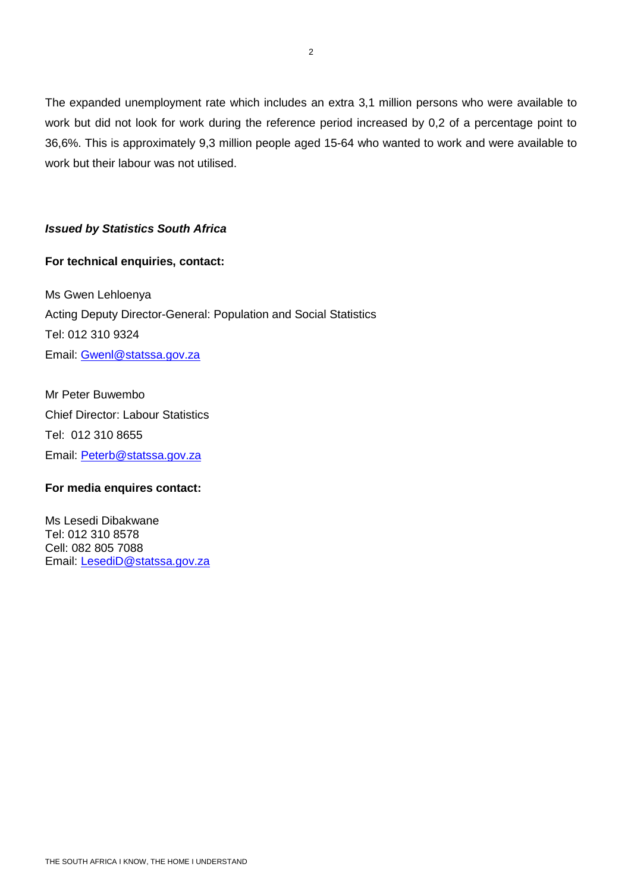The expanded unemployment rate which includes an extra 3,1 million persons who were available to work but did not look for work during the reference period increased by 0,2 of a percentage point to 36,6%. This is approximately 9,3 million people aged 15-64 who wanted to work and were available to work but their labour was not utilised.

***Issued by Statistics South Africa***

**For technical enquiries, contact:**

Ms Gwen Lehloenya
Acting Deputy Director-General: Population and Social Statistics
Tel: 012 310 9324
Email: Gwenl@statssa.gov.za

Mr Peter Buwembo
Chief Director: Labour Statistics
Tel: 012 310 8655
Email: Peterb@statssa.gov.za

**For media enquires contact:**

Ms Lesedi Dibakwane
Tel: 012 310 8578
Cell: 082 805 7088
Email: LesediD@statssa.gov.za